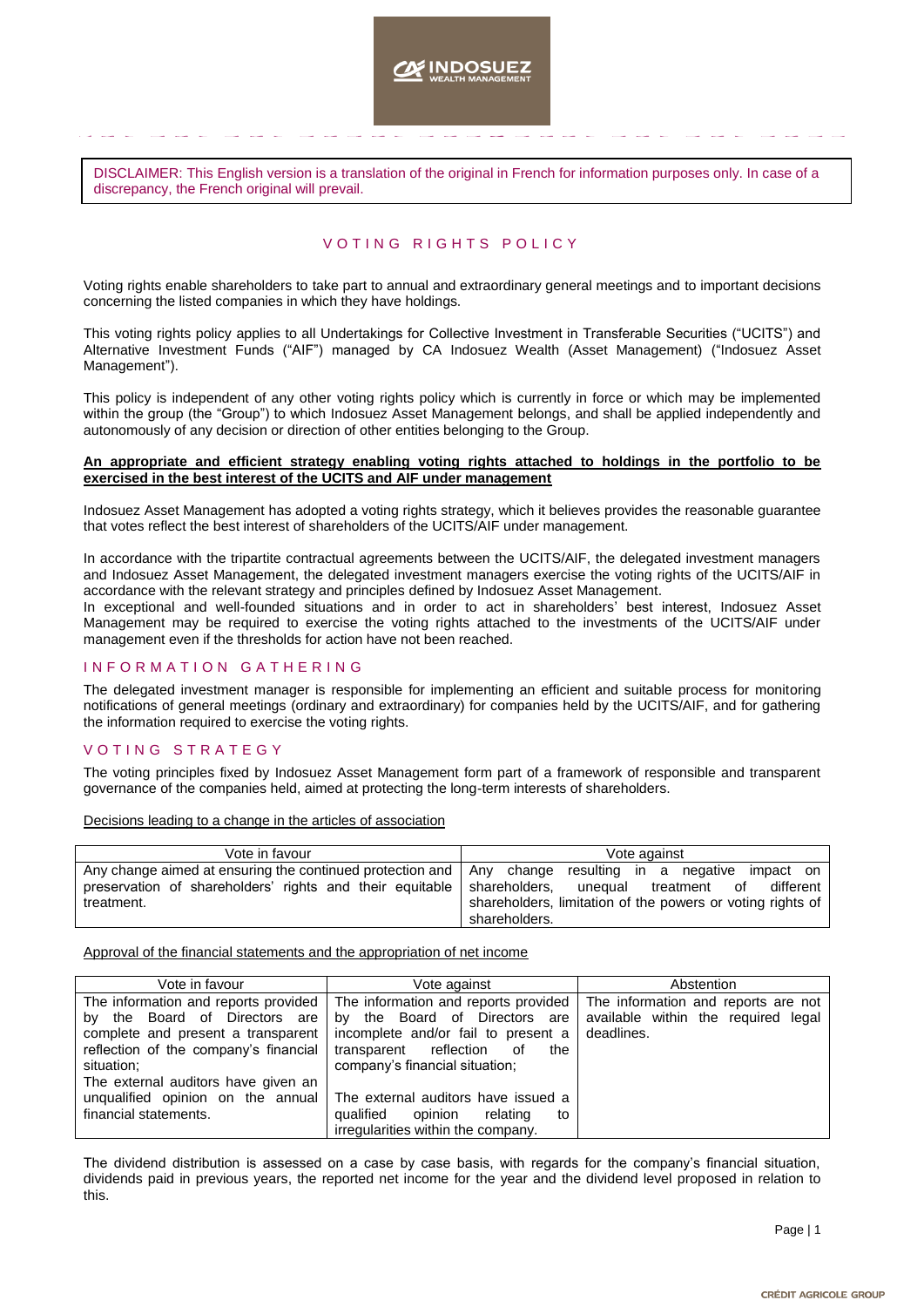DISCLAIMER: This English version is a translation of the original in French for information purposes only. In case of a discrepancy, the French original will prevail.

# VOTING RIGHTS POLICY

Voting rights enable shareholders to take part to annual and extraordinary general meetings and to important decisions concerning the listed companies in which they have holdings.

This voting rights policy applies to all Undertakings for Collective Investment in Transferable Securities ("UCITS") and Alternative Investment Funds ("AIF") managed by CA Indosuez Wealth (Asset Management) ("Indosuez Asset Management").

This policy is independent of any other voting rights policy which is currently in force or which may be implemented within the group (the "Group") to which Indosuez Asset Management belongs, and shall be applied independently and autonomously of any decision or direction of other entities belonging to the Group.

**An appropriate and efficient strategy enabling voting rights attached to holdings in the portfolio to be exercised in the best interest of the UCITS and AIF under management**

Indosuez Asset Management has adopted a voting rights strategy, which it believes provides the reasonable guarantee that votes reflect the best interest of shareholders of the UCITS/AIF under management.

In accordance with the tripartite contractual agreements between the UCITS/AIF, the delegated investment managers and Indosuez Asset Management, the delegated investment managers exercise the voting rights of the UCITS/AIF in accordance with the relevant strategy and principles defined by Indosuez Asset Management.
In exceptional and well-founded situations and in order to act in shareholders' best interest, Indosuez Asset Management may be required to exercise the voting rights attached to the investments of the UCITS/AIF under management even if the thresholds for action have not been reached.

## INFORMATION GATHERING

The delegated investment manager is responsible for implementing an efficient and suitable process for monitoring notifications of general meetings (ordinary and extraordinary) for companies held by the UCITS/AIF, and for gathering the information required to exercise the voting rights.

## VOTING STRATEGY

The voting principles fixed by Indosuez Asset Management form part of a framework of responsible and transparent governance of the companies held, aimed at protecting the long-term interests of shareholders.

Decisions leading to a change in the articles of association

| Vote in favour | Vote against |
|---|---|
| Any change aimed at ensuring the continued protection and preservation of shareholders' rights and their equitable treatment. | Any change resulting in a negative impact on shareholders, unequal treatment of different shareholders, limitation of the powers or voting rights of shareholders. |

Approval of the financial statements and the appropriation of net income

| Vote in favour | Vote against | Abstention |
|---|---|---|
| The information and reports provided by the Board of Directors are complete and present a transparent reflection of the company's financial situation;<br>The external auditors have given an unqualified opinion on the annual financial statements. | The information and reports provided by the Board of Directors are incomplete and/or fail to present a transparent reflection of the company's financial situation;<br>The external auditors have issued a qualified opinion relating to irregularities within the company. | The information and reports are not available within the required legal deadlines. |

The dividend distribution is assessed on a case by case basis, with regards for the company's financial situation, dividends paid in previous years, the reported net income for the year and the dividend level proposed in relation to this.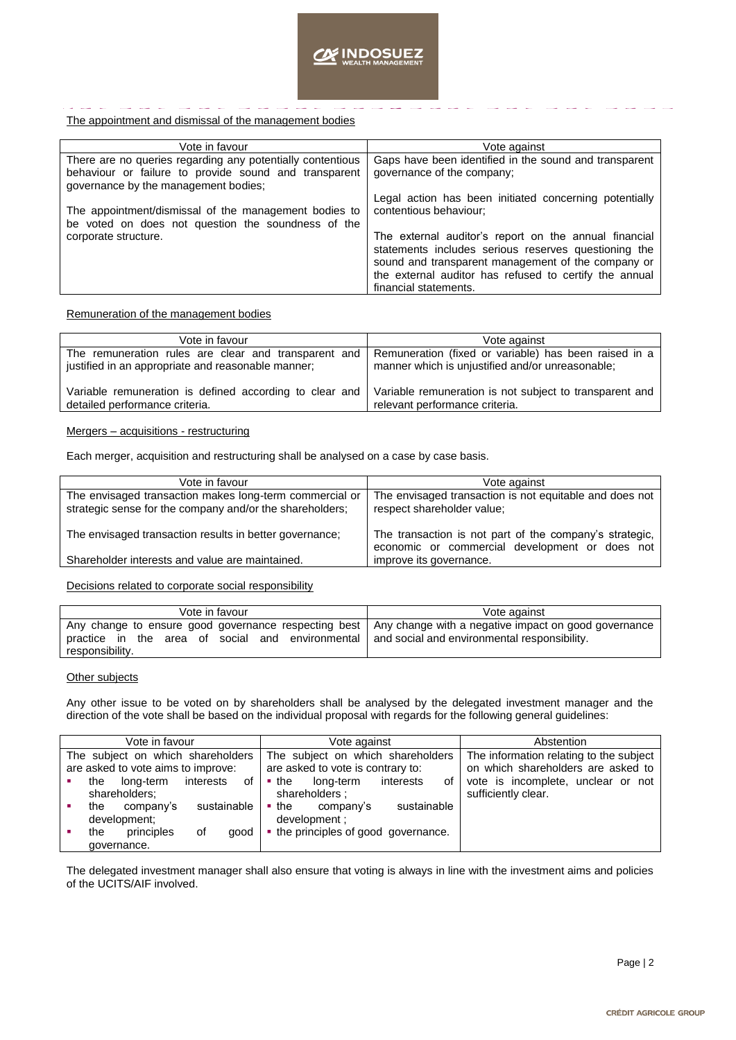The appointment and dismissal of the management bodies

| Vote in favour | Vote against |
| --- | --- |
| There are no queries regarding any potentially contentious behaviour or failure to provide sound and transparent governance by the management bodies;<br><br>The appointment/dismissal of the management bodies to be voted on does not question the soundness of the corporate structure. | Gaps have been identified in the sound and transparent governance of the company;<br><br>Legal action has been initiated concerning potentially contentious behaviour;<br><br>The external auditor's report on the annual financial statements includes serious reserves questioning the sound and transparent management of the company or the external auditor has refused to certify the annual financial statements. |

Remuneration of the management bodies

| Vote in favour | Vote against |
| --- | --- |
| The remuneration rules are clear and transparent and justified in an appropriate and reasonable manner;<br><br>Variable remuneration is defined according to clear and detailed performance criteria. | Remuneration (fixed or variable) has been raised in a manner which is unjustified and/or unreasonable;<br><br>Variable remuneration is not subject to transparent and relevant performance criteria. |

Mergers – acquisitions - restructuring

Each merger, acquisition and restructuring shall be analysed on a case by case basis.

| Vote in favour | Vote against |
| --- | --- |
| The envisaged transaction makes long-term commercial or strategic sense for the company and/or the shareholders;<br><br>The envisaged transaction results in better governance;<br><br>Shareholder interests and value are maintained. | The envisaged transaction is not equitable and does not respect shareholder value;<br><br>The transaction is not part of the company's strategic, economic or commercial development or does not improve its governance. |

Decisions related to corporate social responsibility

| Vote in favour | Vote against |
| --- | --- |
| Any change to ensure good governance respecting best practice in the area of social and environmental responsibility. | Any change with a negative impact on good governance and social and environmental responsibility. |

Other subjects

Any other issue to be voted on by shareholders shall be analysed by the delegated investment manager and the direction of the vote shall be based on the individual proposal with regards for the following general guidelines:

| Vote in favour | Vote against | Abstention |
| --- | --- | --- |
| The subject on which shareholders are asked to vote aims to improve:<br>▪ the long-term interests of shareholders;<br>▪ the company's sustainable development;<br>▪ the principles of good governance. | The subject on which shareholders are asked to vote is contrary to:<br>▪ the long-term interests of shareholders ;<br>▪ the company's sustainable development ;<br>▪ the principles of good governance. | The information relating to the subject on which shareholders are asked to vote is incomplete, unclear or not sufficiently clear. |

The delegated investment manager shall also ensure that voting is always in line with the investment aims and policies of the UCITS/AIF involved.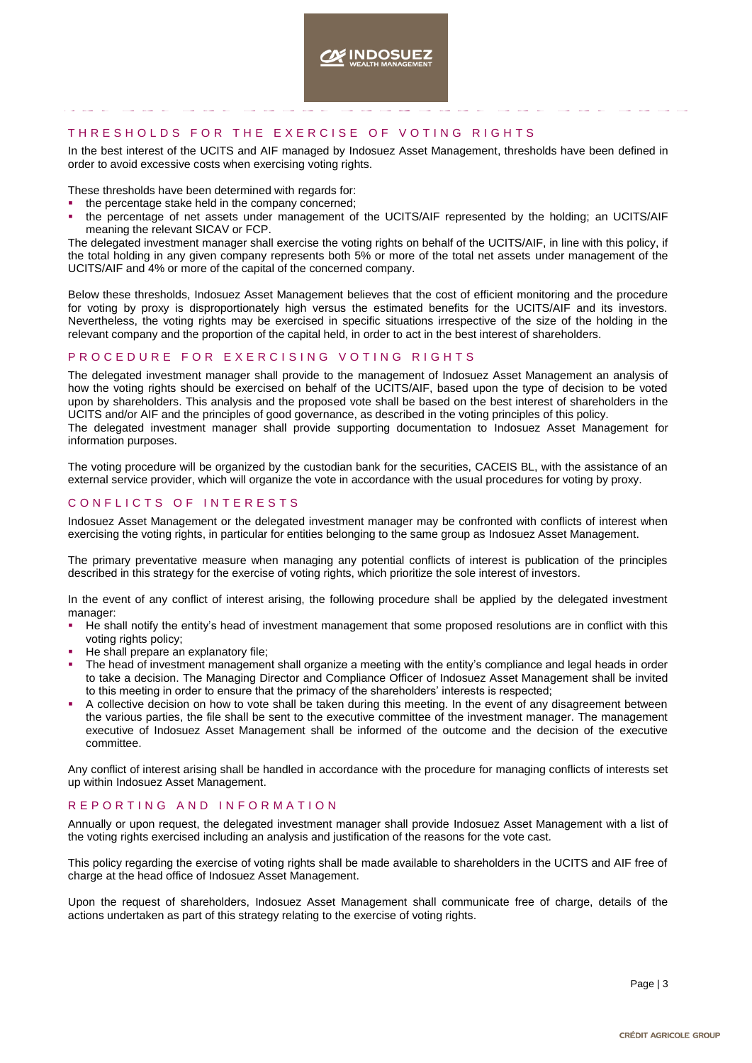## THRESHOLDS FOR THE EXERCISE OF VOTING RIGHTS

In the best interest of the UCITS and AIF managed by Indosuez Asset Management, thresholds have been defined in order to avoid excessive costs when exercising voting rights.

These thresholds have been determined with regards for:

- the percentage stake held in the company concerned;
- the percentage of net assets under management of the UCITS/AIF represented by the holding; an UCITS/AIF meaning the relevant SICAV or FCP.

The delegated investment manager shall exercise the voting rights on behalf of the UCITS/AIF, in line with this policy, if the total holding in any given company represents both 5% or more of the total net assets under management of the UCITS/AIF and 4% or more of the capital of the concerned company.

Below these thresholds, Indosuez Asset Management believes that the cost of efficient monitoring and the procedure for voting by proxy is disproportionately high versus the estimated benefits for the UCITS/AIF and its investors. Nevertheless, the voting rights may be exercised in specific situations irrespective of the size of the holding in the relevant company and the proportion of the capital held, in order to act in the best interest of shareholders.

## PROCEDURE FOR EXERCISING VOTING RIGHTS

The delegated investment manager shall provide to the management of Indosuez Asset Management an analysis of how the voting rights should be exercised on behalf of the UCITS/AIF, based upon the type of decision to be voted upon by shareholders. This analysis and the proposed vote shall be based on the best interest of shareholders in the UCITS and/or AIF and the principles of good governance, as described in the voting principles of this policy.
The delegated investment manager shall provide supporting documentation to Indosuez Asset Management for information purposes.

The voting procedure will be organized by the custodian bank for the securities, CACEIS BL, with the assistance of an external service provider, which will organize the vote in accordance with the usual procedures for voting by proxy.

## CONFLICTS OF INTERESTS

Indosuez Asset Management or the delegated investment manager may be confronted with conflicts of interest when exercising the voting rights, in particular for entities belonging to the same group as Indosuez Asset Management.

The primary preventative measure when managing any potential conflicts of interest is publication of the principles described in this strategy for the exercise of voting rights, which prioritize the sole interest of investors.

In the event of any conflict of interest arising, the following procedure shall be applied by the delegated investment manager:

- He shall notify the entity's head of investment management that some proposed resolutions are in conflict with this voting rights policy;
- He shall prepare an explanatory file;
- The head of investment management shall organize a meeting with the entity's compliance and legal heads in order to take a decision. The Managing Director and Compliance Officer of Indosuez Asset Management shall be invited to this meeting in order to ensure that the primacy of the shareholders' interests is respected;
- A collective decision on how to vote shall be taken during this meeting. In the event of any disagreement between the various parties, the file shall be sent to the executive committee of the investment manager. The management executive of Indosuez Asset Management shall be informed of the outcome and the decision of the executive committee.

Any conflict of interest arising shall be handled in accordance with the procedure for managing conflicts of interests set up within Indosuez Asset Management.

## REPORTING AND INFORMATION

Annually or upon request, the delegated investment manager shall provide Indosuez Asset Management with a list of the voting rights exercised including an analysis and justification of the reasons for the vote cast.

This policy regarding the exercise of voting rights shall be made available to shareholders in the UCITS and AIF free of charge at the head office of Indosuez Asset Management.

Upon the request of shareholders, Indosuez Asset Management shall communicate free of charge, details of the actions undertaken as part of this strategy relating to the exercise of voting rights.